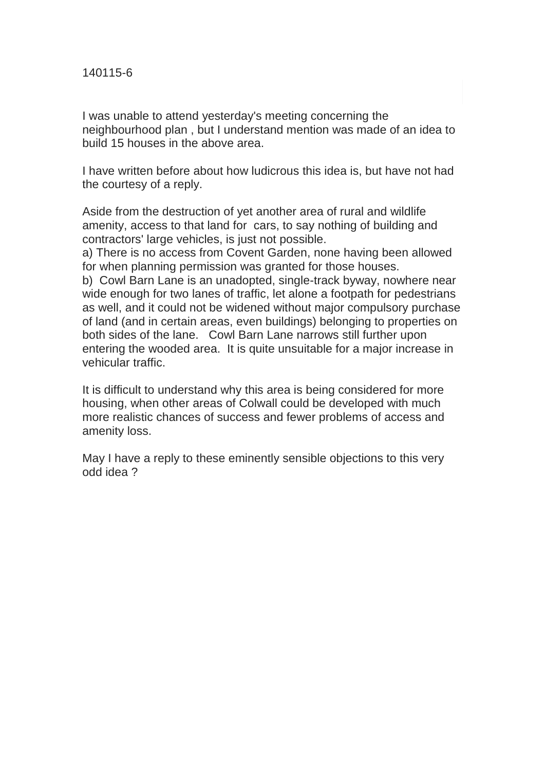140115-6

I was unable to attend yesterday's meeting concerning the neighbourhood plan , but I understand mention was made of an idea to build 15 houses in the above area.

I have written before about how ludicrous this idea is, but have not had the courtesy of a reply.

Aside from the destruction of yet another area of rural and wildlife amenity, access to that land for cars, to say nothing of building and contractors' large vehicles, is just not possible.

a) There is no access from Covent Garden, none having been allowed for when planning permission was granted for those houses.

b) Cowl Barn Lane is an unadopted, single-track byway, nowhere near wide enough for two lanes of traffic, let alone a footpath for pedestrians as well, and it could not be widened without major compulsory purchase of land (and in certain areas, even buildings) belonging to properties on both sides of the lane. Cowl Barn Lane narrows still further upon entering the wooded area. It is quite unsuitable for a major increase in vehicular traffic.

It is difficult to understand why this area is being considered for more housing, when other areas of Colwall could be developed with much more realistic chances of success and fewer problems of access and amenity loss.

May I have a reply to these eminently sensible objections to this very odd idea ?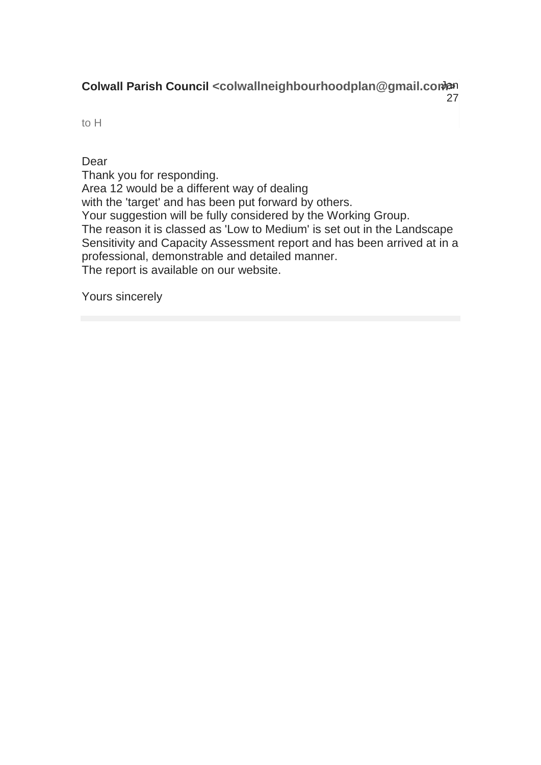**Colwall Parish Council <colwallneighbourhoodplan@gmail.com>** Jan 27

to H

Dear
Thank you for responding.
Area 12 would be a different way of dealing
with the 'target' and has been put forward by others.
Your suggestion will be fully considered by the Working Group.
The reason it is classed as 'Low to Medium' is set out in the Landscape Sensitivity and Capacity Assessment report and has been arrived at in a professional, demonstrable and detailed manner.
The report is available on our website.

Yours sincerely